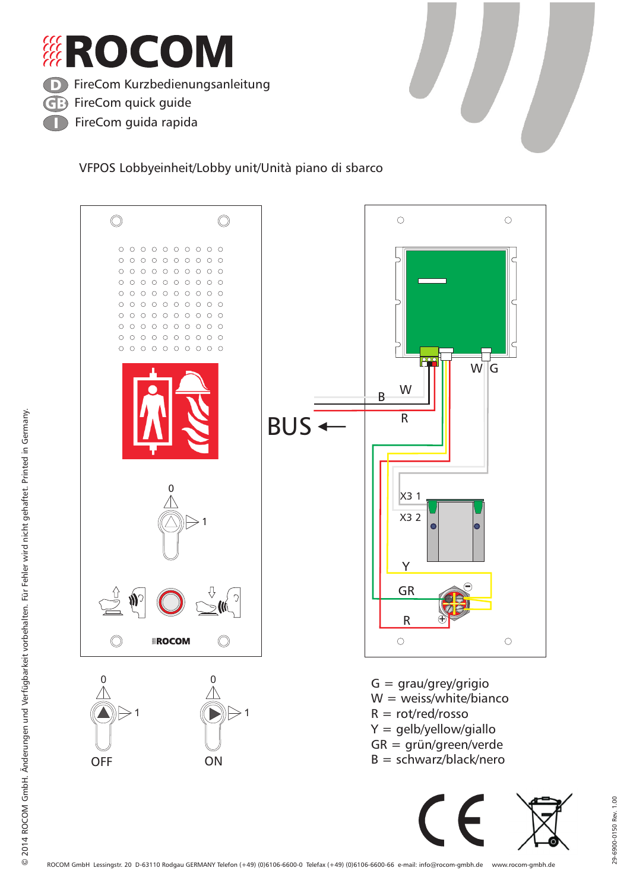# ROCOM

- FireCom Kurzbedienungsanleitung
- FireCom quick guide
- FireCom guida rapida

VFPOS Lobbyeinheit/Lobby unit/Unità piano di sbarco

0

1

W G

B W

BUS ←

R

X3 1

X3 2

Y

GR

R

0 &nbsp;&nbsp;&nbsp;&nbsp;&nbsp;&nbsp;&nbsp;&nbsp; 0

1 &nbsp;&nbsp;&nbsp;&nbsp;&nbsp;&nbsp;&nbsp;&nbsp; 1

OFF &nbsp;&nbsp;&nbsp;&nbsp;&nbsp;&nbsp;&nbsp;&nbsp; ON

G = grau/grey/grigio
W = weiss/white/bianco
R = rot/red/rosso
Y = gelb/yellow/giallo
GR = grün/green/verde
B = schwarz/black/nero

© 2014 ROCOM GmbH. Änderungen und Verfügbarkeit vorbehalten. Für Fehler wird nicht gehaftet. Printed in Germany.

ROCOM GmbH Lessingstr. 20 D-63110 Rodgau GERMANY Telefon (+49) (0)6106-6600-0 Telefax (+49) (0)6106-6600-66 e-mail: info@rocom-gmbh.de www.rocom-gmbh.de

29-6900-0150 Rev. 1.00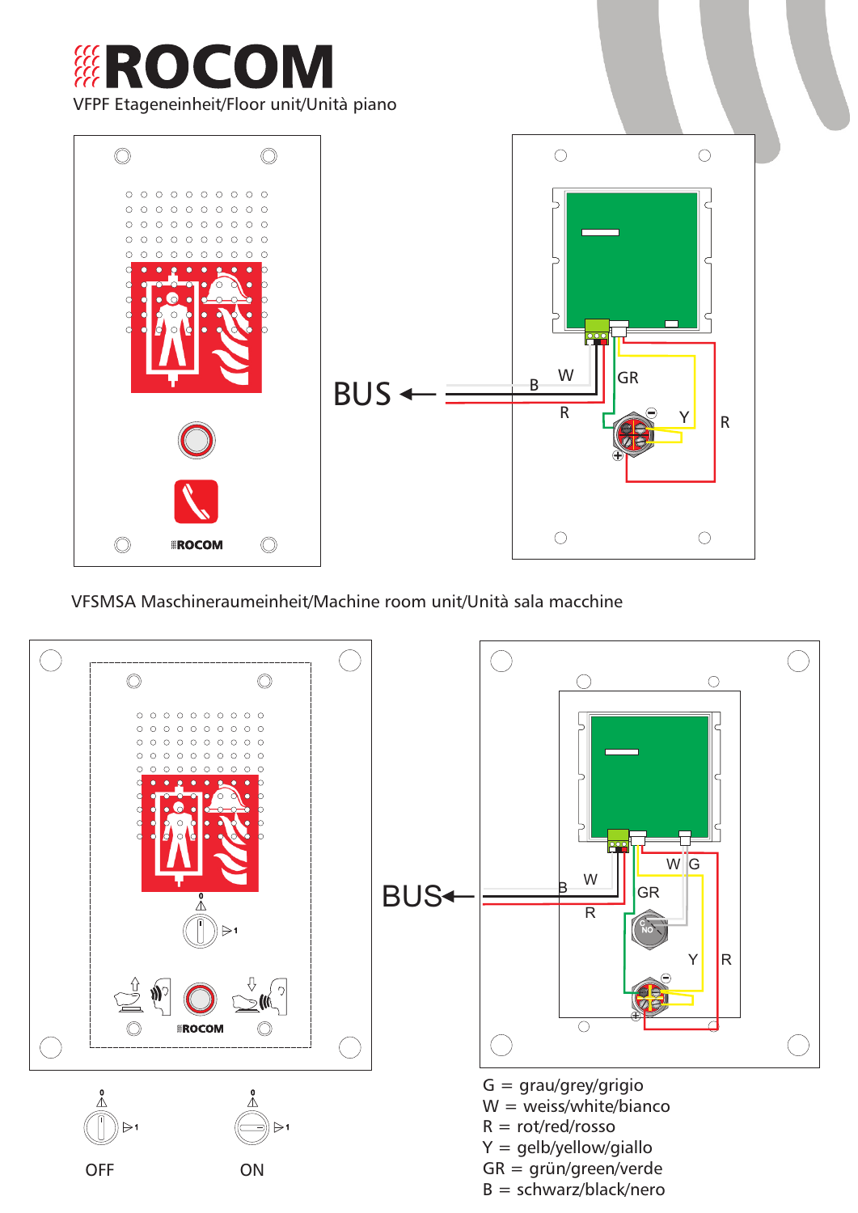# ROCOM

VFPF Etageneinheit/Floor unit/Unità piano

BUS ←

B W GR R Y R

VFSMSA Maschineraumeinheit/Machine room unit/Unità sala macchine

BUS←

B W W G GR R Y R

OFF ON

G = grau/grey/grigio
W = weiss/white/bianco
R = rot/red/rosso
Y = gelb/yellow/giallo
GR = grün/green/verde
B = schwarz/black/nero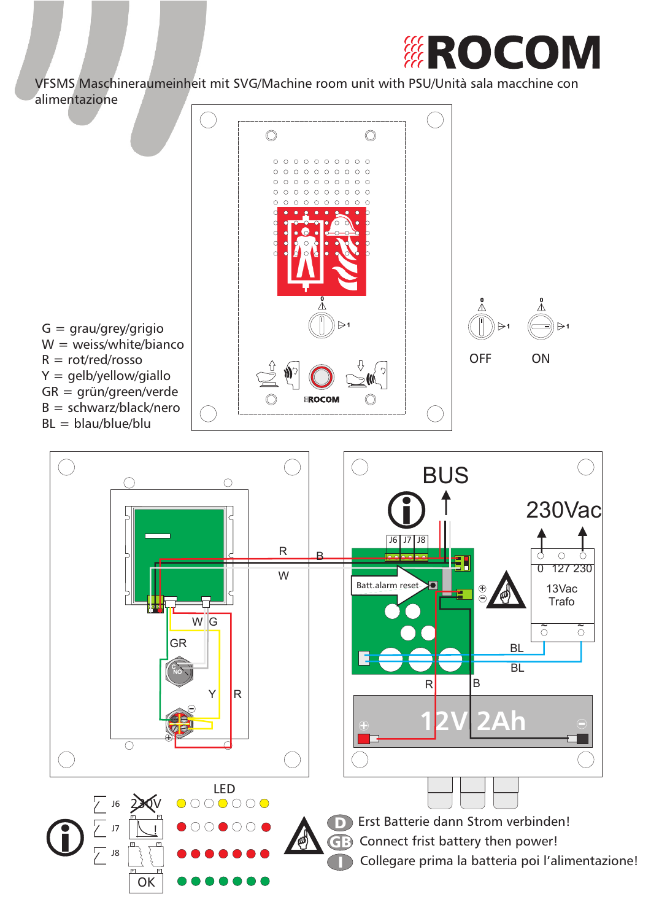ROCOM

VFSMS Maschineraumeinheit mit SVG/Machine room unit with PSU/Unità sala macchine con alimentazione

G = grau/grey/grigio
W = weiss/white/bianco
R = rot/red/rosso
Y = gelb/yellow/giallo
GR = grün/green/verde
B = schwarz/black/nero
BL = blau/blue/blu

OFF ON

R B W W G GR Y R

BUS

230Vac

J6 J7 J8

Batt.alarm reset

0 127 230

13Vac Trafo

BL BL R B

12V 2Ah

LED

J6 230V
J7
J8
OK

D Erst Batterie dann Strom verbinden!

GB Connect frist battery then power!

I Collegare prima la batteria poi l'alimentazione!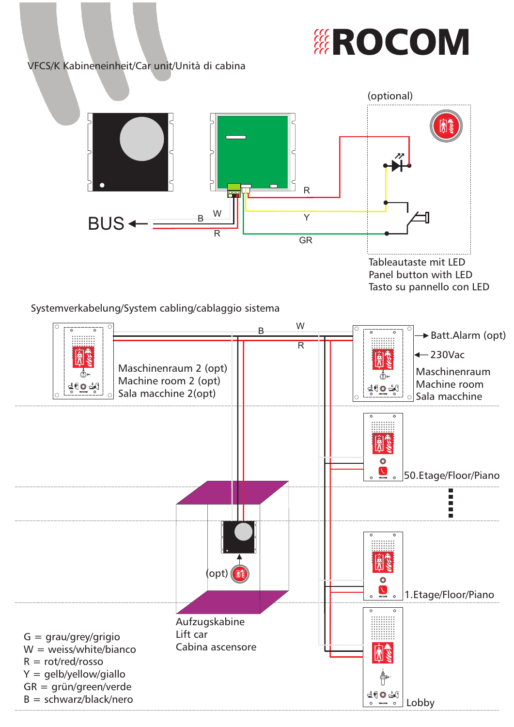ROCOM

VFCS/K Kabineneinheit/Car unit/Unità di cabina

(optional)

BUS

B
W
R
R
Y
GR

Tableautaste mit LED
Panel button with LED
Tasto su pannello con LED

Systemverkabelung/System cabling/cablaggio sistema

B
W
R

Maschinenraum 2 (opt)
Machine room 2 (opt)
Sala macchine 2(opt)

Batt.Alarm (opt)
230Vac
Maschinenraum
Machine room
Sala macchine

50.Etage/Floor/Piano

(opt)

1.Etage/Floor/Piano

Aufzugskabine
Lift car
Cabina ascensore

Lobby

G = grau/grey/grigio
W = weiss/white/bianco
R = rot/red/rosso
Y = gelb/yellow/giallo
GR = grün/green/verde
B = schwarz/black/nero